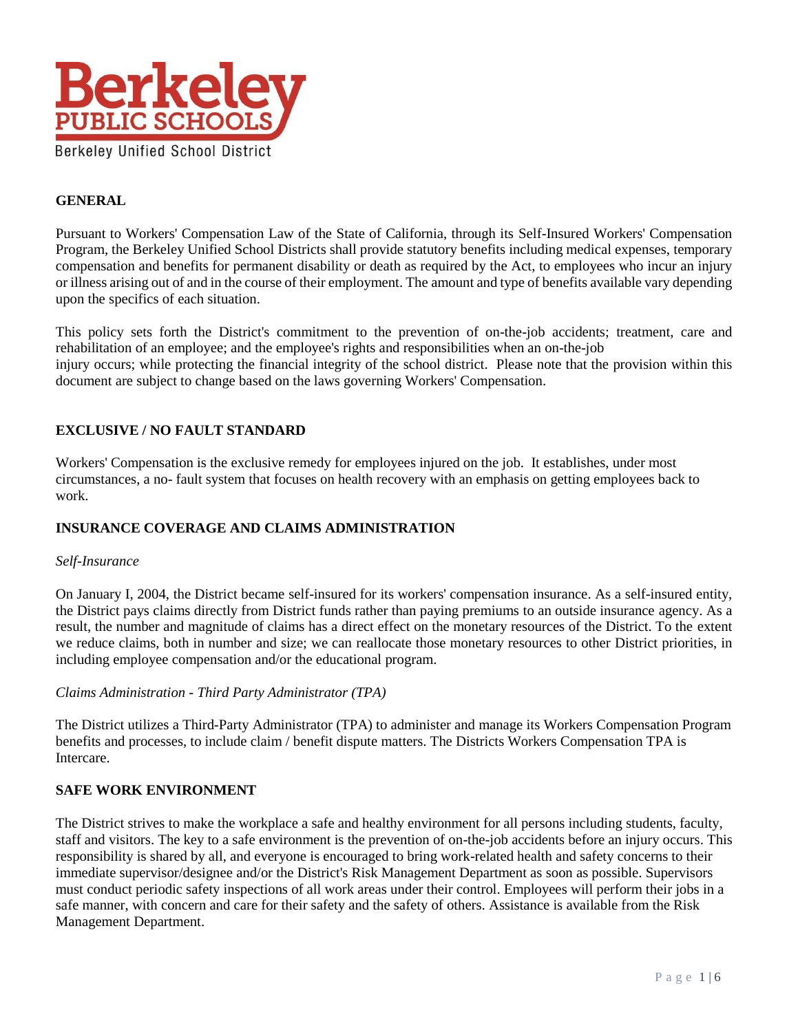Berkeley PUBLIC SCHOOLS

Berkeley Unified School District

## GENERAL

Pursuant to Workers' Compensation Law of the State of California, through its Self-Insured Workers' Compensation Program, the Berkeley Unified School Districts shall provide statutory benefits including medical expenses, temporary compensation and benefits for permanent disability or death as required by the Act, to employees who incur an injury or illness arising out of and in the course of their employment. The amount and type of benefits available vary depending upon the specifics of each situation.

This policy sets forth the District's commitment to the prevention of on-the-job accidents; treatment, care and rehabilitation of an employee; and the employee's rights and responsibilities when an on-the-job injury occurs; while protecting the financial integrity of the school district. Please note that the provision within this document are subject to change based on the laws governing Workers' Compensation.

## EXCLUSIVE / NO FAULT STANDARD

Workers' Compensation is the exclusive remedy for employees injured on the job. It establishes, under most circumstances, a no- fault system that focuses on health recovery with an emphasis on getting employees back to work.

## INSURANCE COVERAGE AND CLAIMS ADMINISTRATION

*Self-Insurance*

On January I, 2004, the District became self-insured for its workers' compensation insurance. As a self-insured entity, the District pays claims directly from District funds rather than paying premiums to an outside insurance agency. As a result, the number and magnitude of claims has a direct effect on the monetary resources of the District. To the extent we reduce claims, both in number and size; we can reallocate those monetary resources to other District priorities, in including employee compensation and/or the educational program.

*Claims Administration - Third Party Administrator (TPA)*

The District utilizes a Third-Party Administrator (TPA) to administer and manage its Workers Compensation Program benefits and processes, to include claim / benefit dispute matters. The Districts Workers Compensation TPA is Intercare.

## SAFE WORK ENVIRONMENT

The District strives to make the workplace a safe and healthy environment for all persons including students, faculty, staff and visitors. The key to a safe environment is the prevention of on-the-job accidents before an injury occurs. This responsibility is shared by all, and everyone is encouraged to bring work-related health and safety concerns to their immediate supervisor/designee and/or the District's Risk Management Department as soon as possible. Supervisors must conduct periodic safety inspections of all work areas under their control. Employees will perform their jobs in a safe manner, with concern and care for their safety and the safety of others. Assistance is available from the Risk Management Department.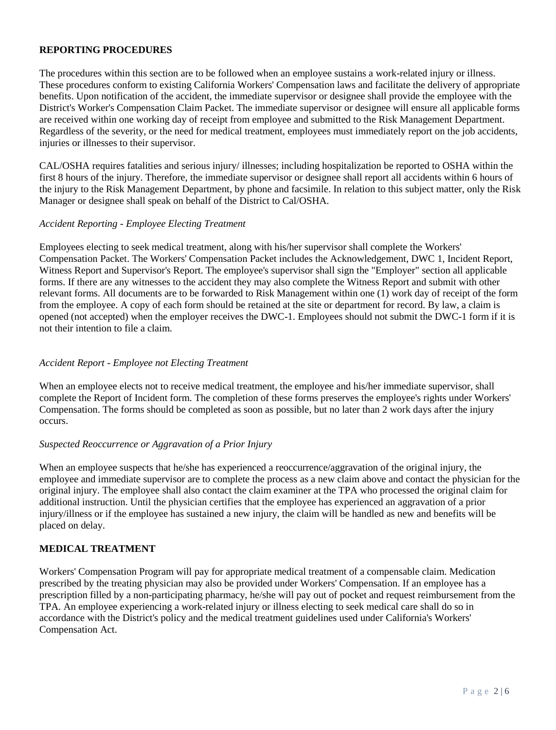## REPORTING PROCEDURES

The procedures within this section are to be followed when an employee sustains a work-related injury or illness. These procedures conform to existing California Workers' Compensation laws and facilitate the delivery of appropriate benefits. Upon notification of the accident, the immediate supervisor or designee shall provide the employee with the District's Worker's Compensation Claim Packet. The immediate supervisor or designee will ensure all applicable forms are received within one working day of receipt from employee and submitted to the Risk Management Department. Regardless of the severity, or the need for medical treatment, employees must immediately report on the job accidents, injuries or illnesses to their supervisor.

CAL/OSHA requires fatalities and serious injury/ illnesses; including hospitalization be reported to OSHA within the first 8 hours of the injury. Therefore, the immediate supervisor or designee shall report all accidents within 6 hours of the injury to the Risk Management Department, by phone and facsimile. In relation to this subject matter, only the Risk Manager or designee shall speak on behalf of the District to Cal/OSHA.

*Accident Reporting - Employee Electing Treatment*

Employees electing to seek medical treatment, along with his/her supervisor shall complete the Workers' Compensation Packet. The Workers' Compensation Packet includes the Acknowledgement, DWC 1, Incident Report, Witness Report and Supervisor's Report. The employee's supervisor shall sign the "Employer" section all applicable forms. If there are any witnesses to the accident they may also complete the Witness Report and submit with other relevant forms. All documents are to be forwarded to Risk Management within one (1) work day of receipt of the form from the employee. A copy of each form should be retained at the site or department for record. By law, a claim is opened (not accepted) when the employer receives the DWC-1. Employees should not submit the DWC-1 form if it is not their intention to file a claim.

*Accident Report - Employee not Electing Treatment*

When an employee elects not to receive medical treatment, the employee and his/her immediate supervisor, shall complete the Report of Incident form. The completion of these forms preserves the employee's rights under Workers' Compensation. The forms should be completed as soon as possible, but no later than 2 work days after the injury occurs.

*Suspected Reoccurrence or Aggravation of a Prior Injury*

When an employee suspects that he/she has experienced a reoccurrence/aggravation of the original injury, the employee and immediate supervisor are to complete the process as a new claim above and contact the physician for the original injury. The employee shall also contact the claim examiner at the TPA who processed the original claim for additional instruction. Until the physician certifies that the employee has experienced an aggravation of a prior injury/illness or if the employee has sustained a new injury, the claim will be handled as new and benefits will be placed on delay.

## MEDICAL TREATMENT

Workers' Compensation Program will pay for appropriate medical treatment of a compensable claim. Medication prescribed by the treating physician may also be provided under Workers' Compensation. If an employee has a prescription filled by a non-participating pharmacy, he/she will pay out of pocket and request reimbursement from the TPA. An employee experiencing a work-related injury or illness electing to seek medical care shall do so in accordance with the District's policy and the medical treatment guidelines used under California's Workers' Compensation Act.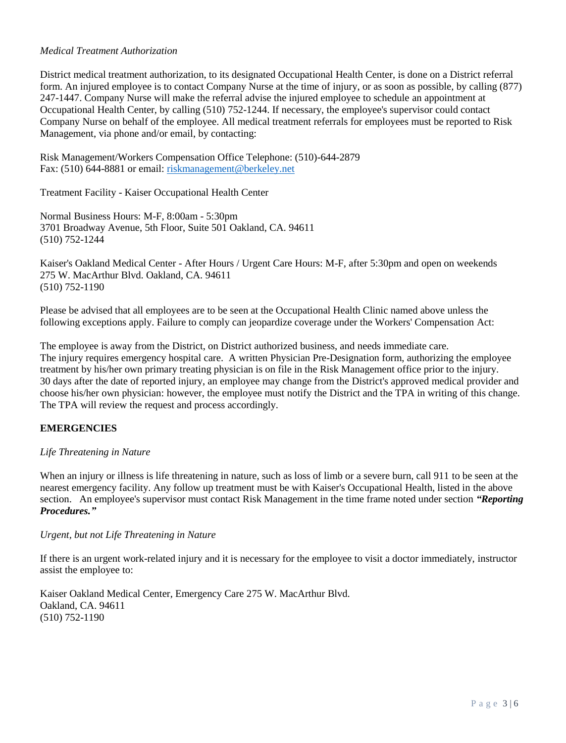*Medical Treatment Authorization*

District medical treatment authorization, to its designated Occupational Health Center, is done on a District referral form. An injured employee is to contact Company Nurse at the time of injury, or as soon as possible, by calling (877) 247-1447. Company Nurse will make the referral advise the injured employee to schedule an appointment at Occupational Health Center, by calling (510) 752-1244. If necessary, the employee's supervisor could contact Company Nurse on behalf of the employee. All medical treatment referrals for employees must be reported to Risk Management, via phone and/or email, by contacting:

Risk Management/Workers Compensation Office Telephone: (510)-644-2879
Fax: (510) 644-8881 or email: [riskmanagement@berkeley.net](mailto:riskmanagement@berkeley.net)

Treatment Facility - Kaiser Occupational Health Center

Normal Business Hours: M-F, 8:00am - 5:30pm
3701 Broadway Avenue, 5th Floor, Suite 501 Oakland, CA. 94611
(510) 752-1244

Kaiser's Oakland Medical Center - After Hours / Urgent Care Hours: M-F, after 5:30pm and open on weekends
275 W. MacArthur Blvd. Oakland, CA. 94611
(510) 752-1190

Please be advised that all employees are to be seen at the Occupational Health Clinic named above unless the following exceptions apply. Failure to comply can jeopardize coverage under the Workers' Compensation Act:

The employee is away from the District, on District authorized business, and needs immediate care.
The injury requires emergency hospital care. A written Physician Pre-Designation form, authorizing the employee treatment by his/her own primary treating physician is on file in the Risk Management office prior to the injury.
30 days after the date of reported injury, an employee may change from the District's approved medical provider and choose his/her own physician: however, the employee must notify the District and the TPA in writing of this change. The TPA will review the request and process accordingly.

**EMERGENCIES**

*Life Threatening in Nature*

When an injury or illness is life threatening in nature, such as loss of limb or a severe burn, call 911 to be seen at the nearest emergency facility. Any follow up treatment must be with Kaiser's Occupational Health, listed in the above section. An employee's supervisor must contact Risk Management in the time frame noted under section ***"Reporting Procedures."***

*Urgent, but not Life Threatening in Nature*

If there is an urgent work-related injury and it is necessary for the employee to visit a doctor immediately, instructor assist the employee to:

Kaiser Oakland Medical Center, Emergency Care 275 W. MacArthur Blvd.
Oakland, CA. 94611
(510) 752-1190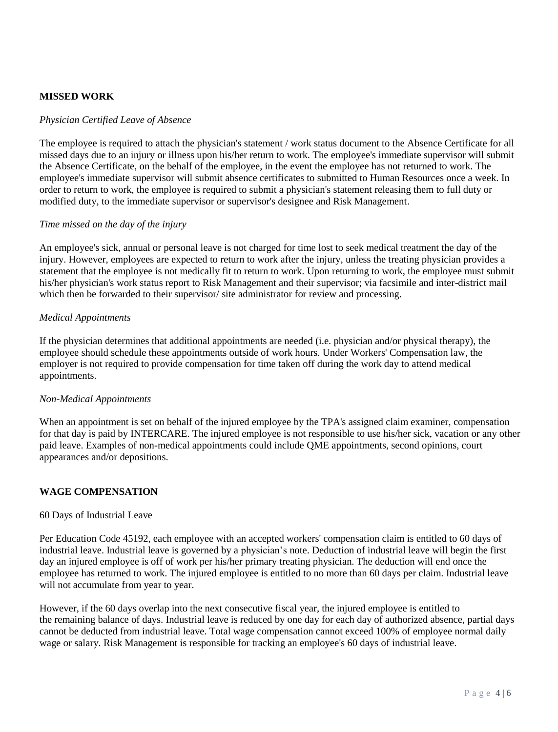**MISSED WORK**

*Physician Certified Leave of Absence*

The employee is required to attach the physician's statement / work status document to the Absence Certificate for all missed days due to an injury or illness upon his/her return to work. The employee's immediate supervisor will submit the Absence Certificate, on the behalf of the employee, in the event the employee has not returned to work. The employee's immediate supervisor will submit absence certificates to submitted to Human Resources once a week. In order to return to work, the employee is required to submit a physician's statement releasing them to full duty or modified duty, to the immediate supervisor or supervisor's designee and Risk Management.

*Time missed on the day of the injury*

An employee's sick, annual or personal leave is not charged for time lost to seek medical treatment the day of the injury. However, employees are expected to return to work after the injury, unless the treating physician provides a statement that the employee is not medically fit to return to work. Upon returning to work, the employee must submit his/her physician's work status report to Risk Management and their supervisor; via facsimile and inter-district mail which then be forwarded to their supervisor/ site administrator for review and processing.

*Medical Appointments*

If the physician determines that additional appointments are needed (i.e. physician and/or physical therapy), the employee should schedule these appointments outside of work hours. Under Workers' Compensation law, the employer is not required to provide compensation for time taken off during the work day to attend medical appointments.

*Non-Medical Appointments*

When an appointment is set on behalf of the injured employee by the TPA's assigned claim examiner, compensation for that day is paid by INTERCARE. The injured employee is not responsible to use his/her sick, vacation or any other paid leave. Examples of non-medical appointments could include QME appointments, second opinions, court appearances and/or depositions.

**WAGE COMPENSATION**

60 Days of Industrial Leave

Per Education Code 45192, each employee with an accepted workers' compensation claim is entitled to 60 days of industrial leave. Industrial leave is governed by a physician's note. Deduction of industrial leave will begin the first day an injured employee is off of work per his/her primary treating physician. The deduction will end once the employee has returned to work. The injured employee is entitled to no more than 60 days per claim. Industrial leave will not accumulate from year to year.

However, if the 60 days overlap into the next consecutive fiscal year, the injured employee is entitled to the remaining balance of days. Industrial leave is reduced by one day for each day of authorized absence, partial days cannot be deducted from industrial leave. Total wage compensation cannot exceed 100% of employee normal daily wage or salary. Risk Management is responsible for tracking an employee's 60 days of industrial leave.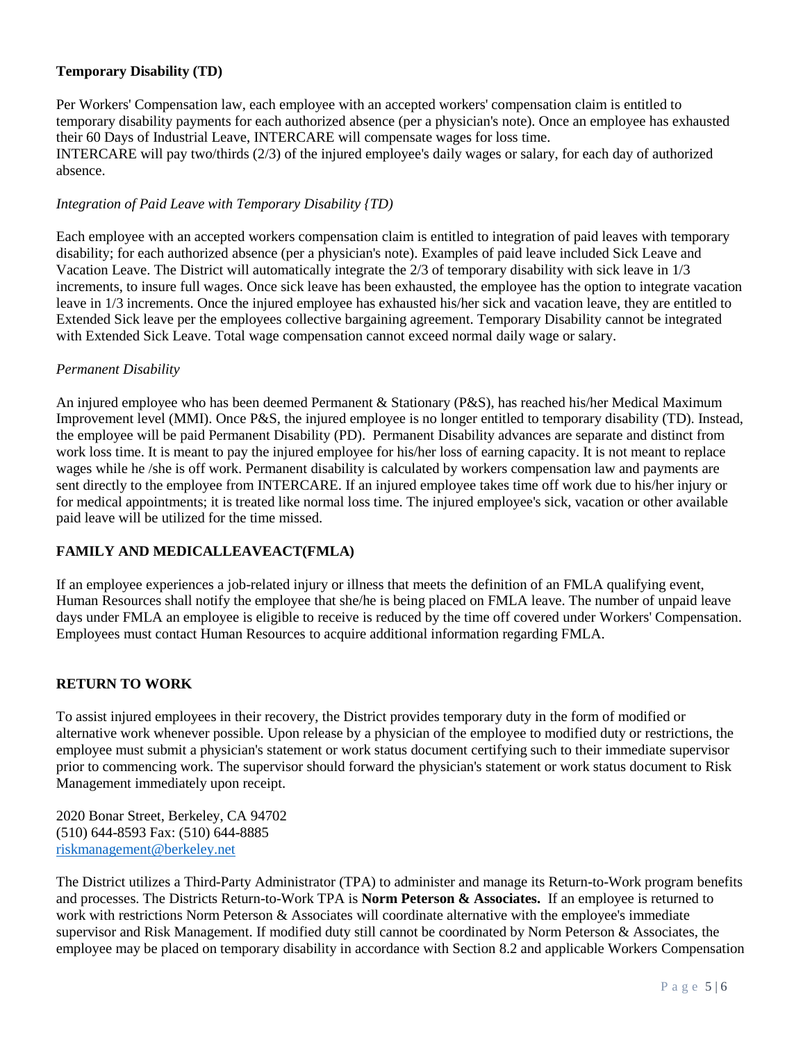**Temporary Disability (TD)**

Per Workers' Compensation law, each employee with an accepted workers' compensation claim is entitled to temporary disability payments for each authorized absence (per a physician's note). Once an employee has exhausted their 60 Days of Industrial Leave, INTERCARE will compensate wages for loss time.
INTERCARE will pay two/thirds (2/3) of the injured employee's daily wages or salary, for each day of authorized absence.

*Integration of Paid Leave with Temporary Disability {TD)*

Each employee with an accepted workers compensation claim is entitled to integration of paid leaves with temporary disability; for each authorized absence (per a physician's note). Examples of paid leave included Sick Leave and Vacation Leave. The District will automatically integrate the 2/3 of temporary disability with sick leave in 1/3 increments, to insure full wages. Once sick leave has been exhausted, the employee has the option to integrate vacation leave in 1/3 increments. Once the injured employee has exhausted his/her sick and vacation leave, they are entitled to Extended Sick leave per the employees collective bargaining agreement. Temporary Disability cannot be integrated with Extended Sick Leave. Total wage compensation cannot exceed normal daily wage or salary.

*Permanent Disability*

An injured employee who has been deemed Permanent & Stationary (P&S), has reached his/her Medical Maximum Improvement level (MMI). Once P&S, the injured employee is no longer entitled to temporary disability (TD). Instead, the employee will be paid Permanent Disability (PD). Permanent Disability advances are separate and distinct from work loss time. It is meant to pay the injured employee for his/her loss of earning capacity. It is not meant to replace wages while he /she is off work. Permanent disability is calculated by workers compensation law and payments are sent directly to the employee from INTERCARE. If an injured employee takes time off work due to his/her injury or for medical appointments; it is treated like normal loss time. The injured employee's sick, vacation or other available paid leave will be utilized for the time missed.

**FAMILY AND MEDICALLEAVEACT(FMLA)**

If an employee experiences a job-related injury or illness that meets the definition of an FMLA qualifying event, Human Resources shall notify the employee that she/he is being placed on FMLA leave. The number of unpaid leave days under FMLA an employee is eligible to receive is reduced by the time off covered under Workers' Compensation. Employees must contact Human Resources to acquire additional information regarding FMLA.

**RETURN TO WORK**

To assist injured employees in their recovery, the District provides temporary duty in the form of modified or alternative work whenever possible. Upon release by a physician of the employee to modified duty or restrictions, the employee must submit a physician's statement or work status document certifying such to their immediate supervisor prior to commencing work. The supervisor should forward the physician's statement or work status document to Risk Management immediately upon receipt.

2020 Bonar Street, Berkeley, CA 94702
(510) 644-8593 Fax: (510) 644-8885
riskmanagement@berkeley.net

The District utilizes a Third-Party Administrator (TPA) to administer and manage its Return-to-Work program benefits and processes. The Districts Return-to-Work TPA is **Norm Peterson & Associates.** If an employee is returned to work with restrictions Norm Peterson & Associates will coordinate alternative with the employee's immediate supervisor and Risk Management. If modified duty still cannot be coordinated by Norm Peterson & Associates, the employee may be placed on temporary disability in accordance with Section 8.2 and applicable Workers Compensation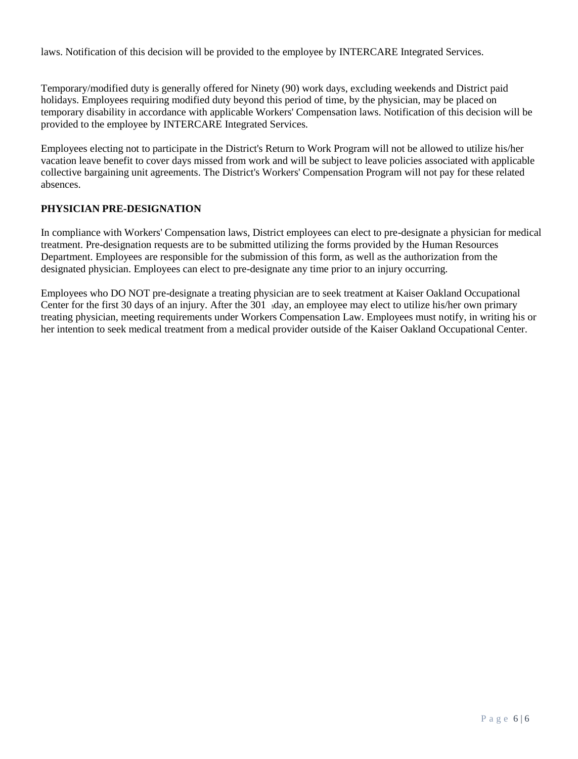laws. Notification of this decision will be provided to the employee by INTERCARE Integrated Services.

Temporary/modified duty is generally offered for Ninety (90) work days, excluding weekends and District paid holidays. Employees requiring modified duty beyond this period of time, by the physician, may be placed on temporary disability in accordance with applicable Workers' Compensation laws. Notification of this decision will be provided to the employee by INTERCARE Integrated Services.

Employees electing not to participate in the District's Return to Work Program will not be allowed to utilize his/her vacation leave benefit to cover days missed from work and will be subject to leave policies associated with applicable collective bargaining unit agreements. The District's Workers' Compensation Program will not pay for these related absences.

**PHYSICIAN PRE-DESIGNATION**

In compliance with Workers' Compensation laws, District employees can elect to pre-designate a physician for medical treatment. Pre-designation requests are to be submitted utilizing the forms provided by the Human Resources Department. Employees are responsible for the submission of this form, as well as the authorization from the designated physician. Employees can elect to pre-designate any time prior to an injury occurring.

Employees who DO NOT pre-designate a treating physician are to seek treatment at Kaiser Oakland Occupational Center for the first 30 days of an injury. After the 30th day, an employee may elect to utilize his/her own primary treating physician, meeting requirements under Workers Compensation Law. Employees must notify, in writing his or her intention to seek medical treatment from a medical provider outside of the Kaiser Oakland Occupational Center.